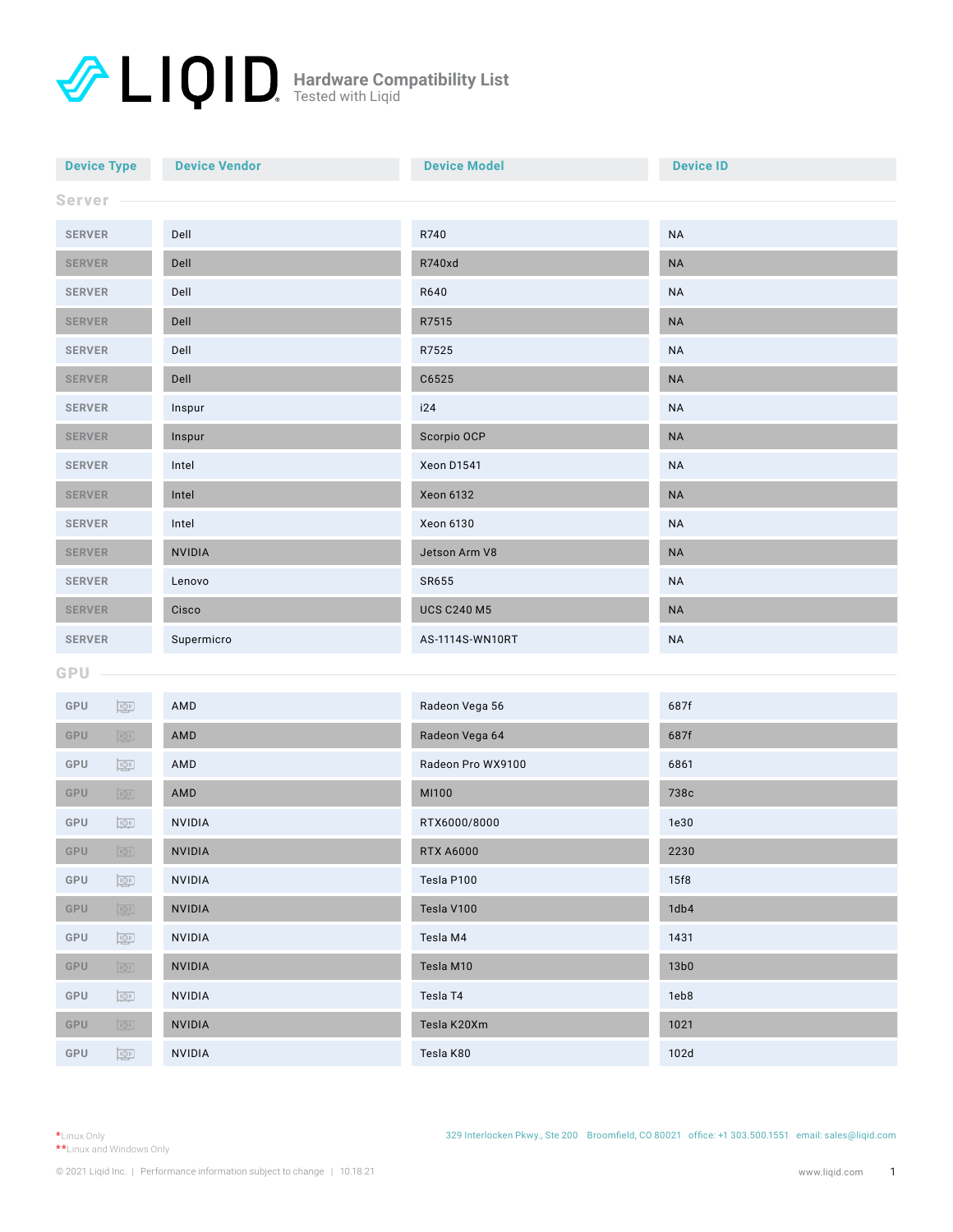# LIQID Hardware Compatibility List

Tested with Liqid

| Device Type | Device Vendor | Device Model | Device ID |
|---|---|---|---|
| **Server** | | | |
| SERVER | Dell | R740 | NA |
| SERVER | Dell | R740xd | NA |
| SERVER | Dell | R640 | NA |
| SERVER | Dell | R7515 | NA |
| SERVER | Dell | R7525 | NA |
| SERVER | Dell | C6525 | NA |
| SERVER | Inspur | i24 | NA |
| SERVER | Inspur | Scorpio OCP | NA |
| SERVER | Intel | Xeon D1541 | NA |
| SERVER | Intel | Xeon 6132 | NA |
| SERVER | Intel | Xeon 6130 | NA |
| SERVER | NVIDIA | Jetson Arm V8 | NA |
| SERVER | Lenovo | SR655 | NA |
| SERVER | Cisco | UCS C240 M5 | NA |
| SERVER | Supermicro | AS-1114S-WN10RT | NA |
| **GPU** | | | |
| GPU | AMD | Radeon Vega 56 | 687f |
| GPU | AMD | Radeon Vega 64 | 687f |
| GPU | AMD | Radeon Pro WX9100 | 6861 |
| GPU | AMD | MI100 | 738c |
| GPU | NVIDIA | RTX6000/8000 | 1e30 |
| GPU | NVIDIA | RTX A6000 | 2230 |
| GPU | NVIDIA | Tesla P100 | 15f8 |
| GPU | NVIDIA | Tesla V100 | 1db4 |
| GPU | NVIDIA | Tesla M4 | 1431 |
| GPU | NVIDIA | Tesla M10 | 13b0 |
| GPU | NVIDIA | Tesla T4 | 1eb8 |
| GPU | NVIDIA | Tesla K20Xm | 1021 |
| GPU | NVIDIA | Tesla K80 | 102d |

*Linux Only
**Linux and Windows Only

329 Interlocken Pkwy., Ste 200 Broomfield, CO 80021 office: +1 303.500.1551 email: sales@liqid.com

© 2021 Liqid Inc. | Performance information subject to change | 10.18.21

www.liqid.com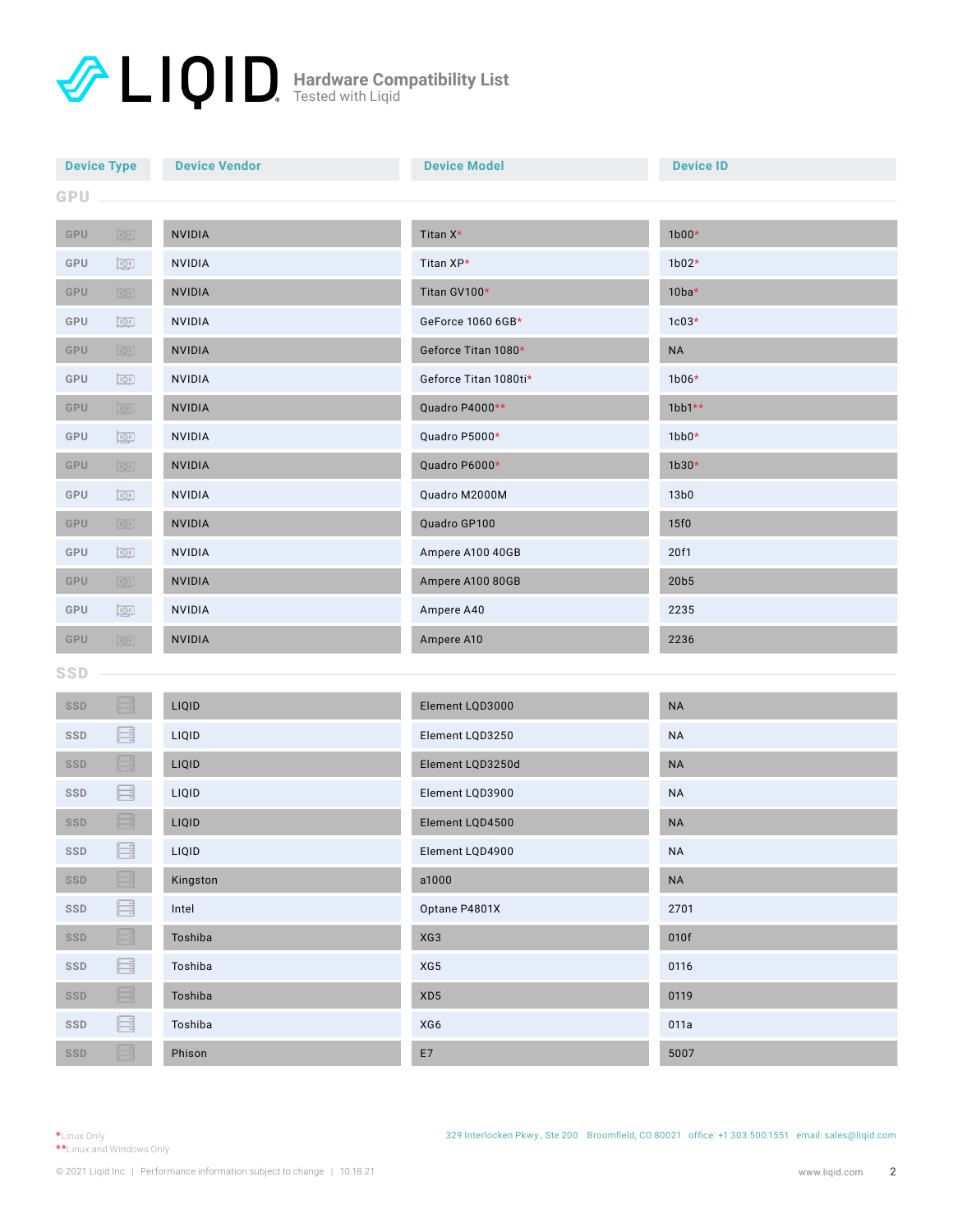# LIQID Hardware Compatibility List

Tested with Liqid

| Device Type | Device Vendor | Device Model | Device ID |
|---|---|---|---|
| **GPU** | | | |
| GPU | NVIDIA | Titan X* | 1b00* |
| GPU | NVIDIA | Titan XP* | 1b02* |
| GPU | NVIDIA | Titan GV100* | 10ba* |
| GPU | NVIDIA | GeForce 1060 6GB* | 1c03* |
| GPU | NVIDIA | Geforce Titan 1080* | NA |
| GPU | NVIDIA | Geforce Titan 1080ti* | 1b06* |
| GPU | NVIDIA | Quadro P4000** | 1bb1** |
| GPU | NVIDIA | Quadro P5000* | 1bb0* |
| GPU | NVIDIA | Quadro P6000* | 1b30* |
| GPU | NVIDIA | Quadro M2000M | 13b0 |
| GPU | NVIDIA | Quadro GP100 | 15f0 |
| GPU | NVIDIA | Ampere A100 40GB | 20f1 |
| GPU | NVIDIA | Ampere A100 80GB | 20b5 |
| GPU | NVIDIA | Ampere A40 | 2235 |
| GPU | NVIDIA | Ampere A10 | 2236 |
| **SSD** | | | |
| SSD | LIQID | Element LQD3000 | NA |
| SSD | LIQID | Element LQD3250 | NA |
| SSD | LIQID | Element LQD3250d | NA |
| SSD | LIQID | Element LQD3900 | NA |
| SSD | LIQID | Element LQD4500 | NA |
| SSD | LIQID | Element LQD4900 | NA |
| SSD | Kingston | a1000 | NA |
| SSD | Intel | Optane P4801X | 2701 |
| SSD | Toshiba | XG3 | 010f |
| SSD | Toshiba | XG5 | 0116 |
| SSD | Toshiba | XD5 | 0119 |
| SSD | Toshiba | XG6 | 011a |
| SSD | Phison | E7 | 5007 |

*Linux Only
**Linux and Windows Only

329 Interlocken Pkwy., Ste 200 Broomfield, CO 80021 office: +1 303.500.1551 email: sales@liqid.com

© 2021 Liqid Inc. | Performance information subject to change | 10.18.21

www.liqid.com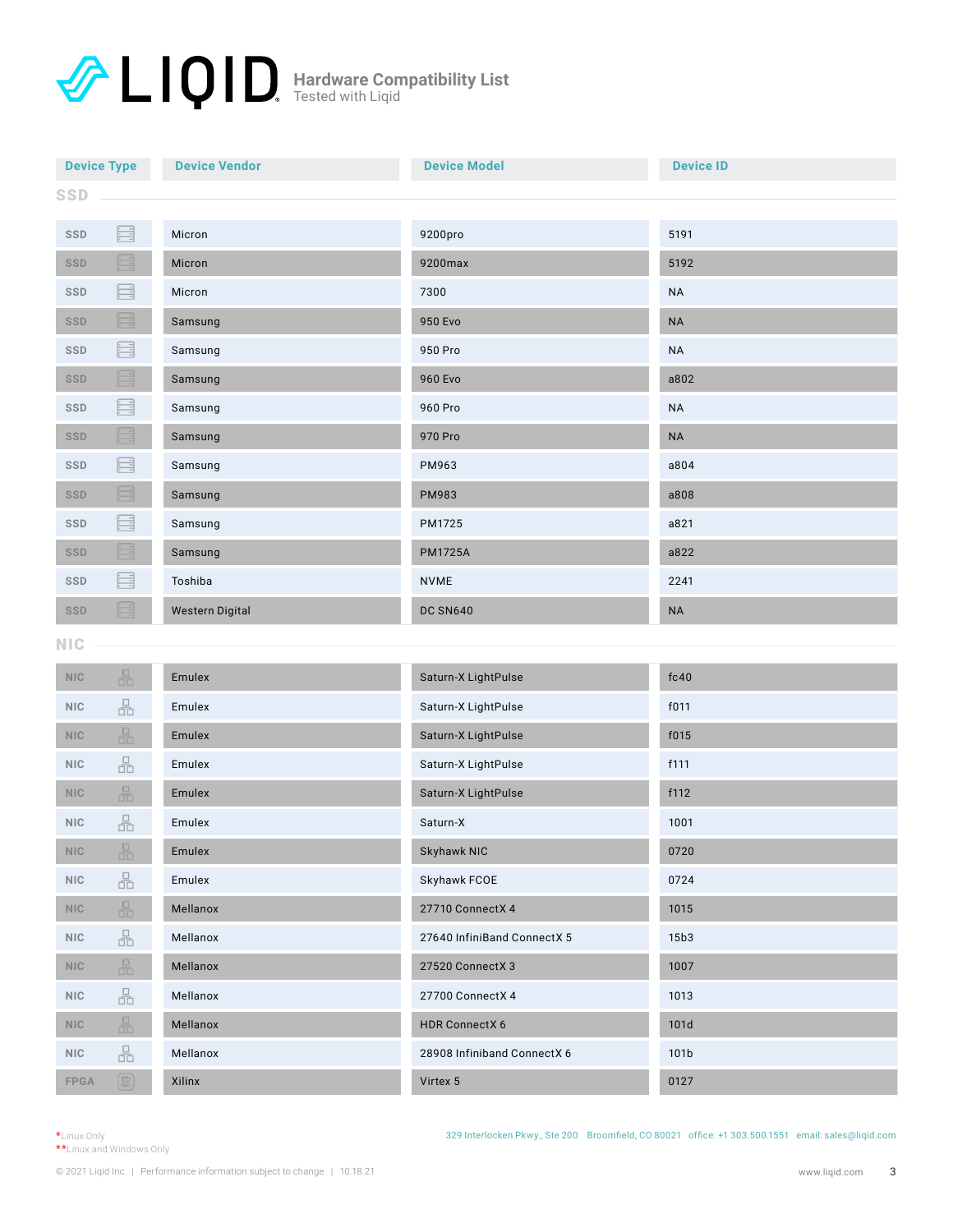# LIQID

**Hardware Compatibility List**
Tested with Liqid

| Device Type | Device Vendor | Device Model | Device ID |
|---|---|---|---|
| **SSD** | | | |
| SSD | Micron | 9200pro | 5191 |
| SSD | Micron | 9200max | 5192 |
| SSD | Micron | 7300 | NA |
| SSD | Samsung | 950 Evo | NA |
| SSD | Samsung | 950 Pro | NA |
| SSD | Samsung | 960 Evo | a802 |
| SSD | Samsung | 960 Pro | NA |
| SSD | Samsung | 970 Pro | NA |
| SSD | Samsung | PM963 | a804 |
| SSD | Samsung | PM983 | a808 |
| SSD | Samsung | PM1725 | a821 |
| SSD | Samsung | PM1725A | a822 |
| SSD | Toshiba | NVME | 2241 |
| SSD | Western Digital | DC SN640 | NA |
| **NIC** | | | |
| NIC | Emulex | Saturn-X LightPulse | fc40 |
| NIC | Emulex | Saturn-X LightPulse | f011 |
| NIC | Emulex | Saturn-X LightPulse | f015 |
| NIC | Emulex | Saturn-X LightPulse | f111 |
| NIC | Emulex | Saturn-X LightPulse | f112 |
| NIC | Emulex | Saturn-X | 1001 |
| NIC | Emulex | Skyhawk NIC | 0720 |
| NIC | Emulex | Skyhawk FCOE | 0724 |
| NIC | Mellanox | 27710 ConnectX 4 | 1015 |
| NIC | Mellanox | 27640 InfiniBand ConnectX 5 | 15b3 |
| NIC | Mellanox | 27520 ConnectX 3 | 1007 |
| NIC | Mellanox | 27700 ConnectX 4 | 1013 |
| NIC | Mellanox | HDR ConnectX 6 | 101d |
| NIC | Mellanox | 28908 Infiniband ConnectX 6 | 101b |
| FPGA | Xilinx | Virtex 5 | 0127 |

*Linux Only
**Linux and Windows Only

329 Interlocken Pkwy., Ste 200 Broomfield, CO 80021 office: +1 303.500.1551 email: sales@liqid.com

© 2021 Liqid Inc. | Performance information subject to change | 10.18.21

www.liqid.com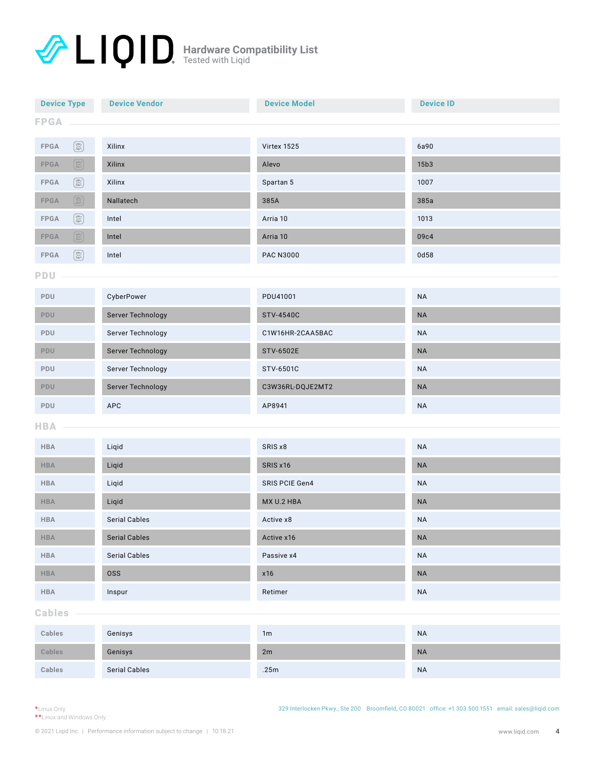# LIQID Hardware Compatibility List

Tested with Liqid

| Device Type | Device Vendor | Device Model | Device ID |
|---|---|---|---|
| **FPGA** | | | |
| FPGA | Xilinx | Virtex 1525 | 6a90 |
| FPGA | Xilinx | Alevo | 15b3 |
| FPGA | Xilinx | Spartan 5 | 1007 |
| FPGA | Nallatech | 385A | 385a |
| FPGA | Intel | Arria 10 | 1013 |
| FPGA | Intel | Arria 10 | 09c4 |
| FPGA | Intel | PAC N3000 | 0d58 |
| **PDU** | | | |
| PDU | CyberPower | PDU41001 | NA |
| PDU | Server Technology | STV-4540C | NA |
| PDU | Server Technology | C1W16HR-2CAA5BAC | NA |
| PDU | Server Technology | STV-6502E | NA |
| PDU | Server Technology | STV-6501C | NA |
| PDU | Server Technology | C3W36RL-DQJE2MT2 | NA |
| PDU | APC | AP8941 | NA |
| **HBA** | | | |
| HBA | Liqid | SRIS x8 | NA |
| HBA | Liqid | SRIS x16 | NA |
| HBA | Liqid | SRIS PCIE Gen4 | NA |
| HBA | Liqid | MX U.2 HBA | NA |
| HBA | Serial Cables | Active x8 | NA |
| HBA | Serial Cables | Active x16 | NA |
| HBA | Serial Cables | Passive x4 | NA |
| HBA | OSS | x16 | NA |
| HBA | Inspur | Retimer | NA |
| **Cables** | | | |
| Cables | Genisys | 1m | NA |
| Cables | Genisys | 2m | NA |
| Cables | Serial Cables | .25m | NA |

*Linux Only
**Linux and Windows Only

329 Interlocken Pkwy., Ste 200 Broomfield, CO 80021 office: +1 303.500.1551 email: sales@liqid.com

© 2021 Liqid Inc. | Performance information subject to change | 10.18.21

www.liqid.com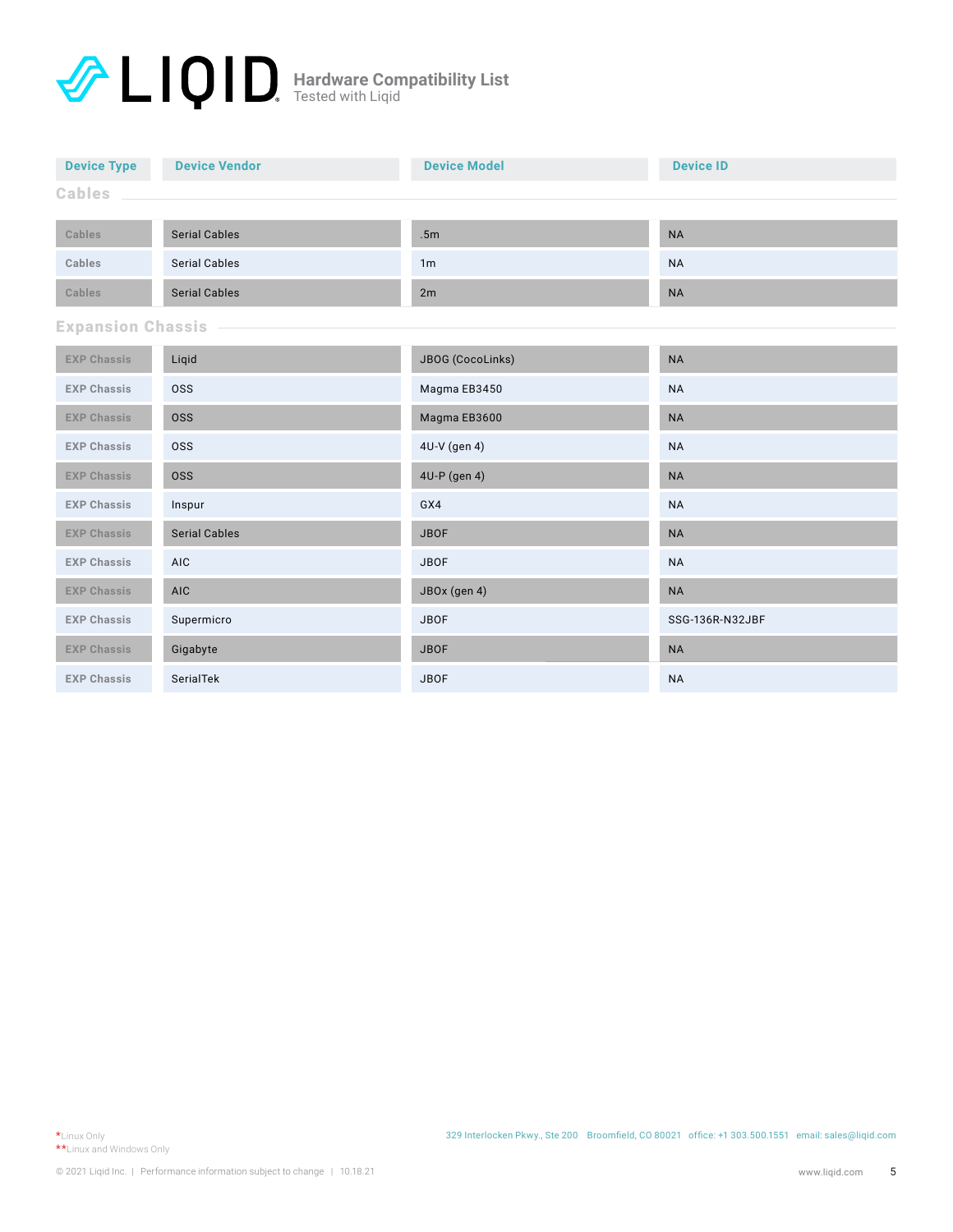**LIQID** Hardware Compatibility List
Tested with Liqid

| Device Type | Device Vendor | Device Model | Device ID |
| --- | --- | --- | --- |
| **Cables** | | | |
| Cables | Serial Cables | .5m | NA |
| Cables | Serial Cables | 1m | NA |
| Cables | Serial Cables | 2m | NA |
| **Expansion Chassis** | | | |
| EXP Chassis | Liqid | JBOG (CocoLinks) | NA |
| EXP Chassis | OSS | Magma EB3450 | NA |
| EXP Chassis | OSS | Magma EB3600 | NA |
| EXP Chassis | OSS | 4U-V (gen 4) | NA |
| EXP Chassis | OSS | 4U-P (gen 4) | NA |
| EXP Chassis | Inspur | GX4 | NA |
| EXP Chassis | Serial Cables | JBOF | NA |
| EXP Chassis | AIC | JBOF | NA |
| EXP Chassis | AIC | JBOx (gen 4) | NA |
| EXP Chassis | Supermicro | JBOF | SSG-136R-N32JBF |
| EXP Chassis | Gigabyte | JBOF | NA |
| EXP Chassis | SerialTek | JBOF | NA |

*Linux Only
**Linux and Windows Only

329 Interlocken Pkwy., Ste 200 Broomfield, CO 80021 office: +1 303.500.1551 email: sales@liqid.com

© 2021 Liqid Inc. | Performance information subject to change | 10.18.21

www.liqid.com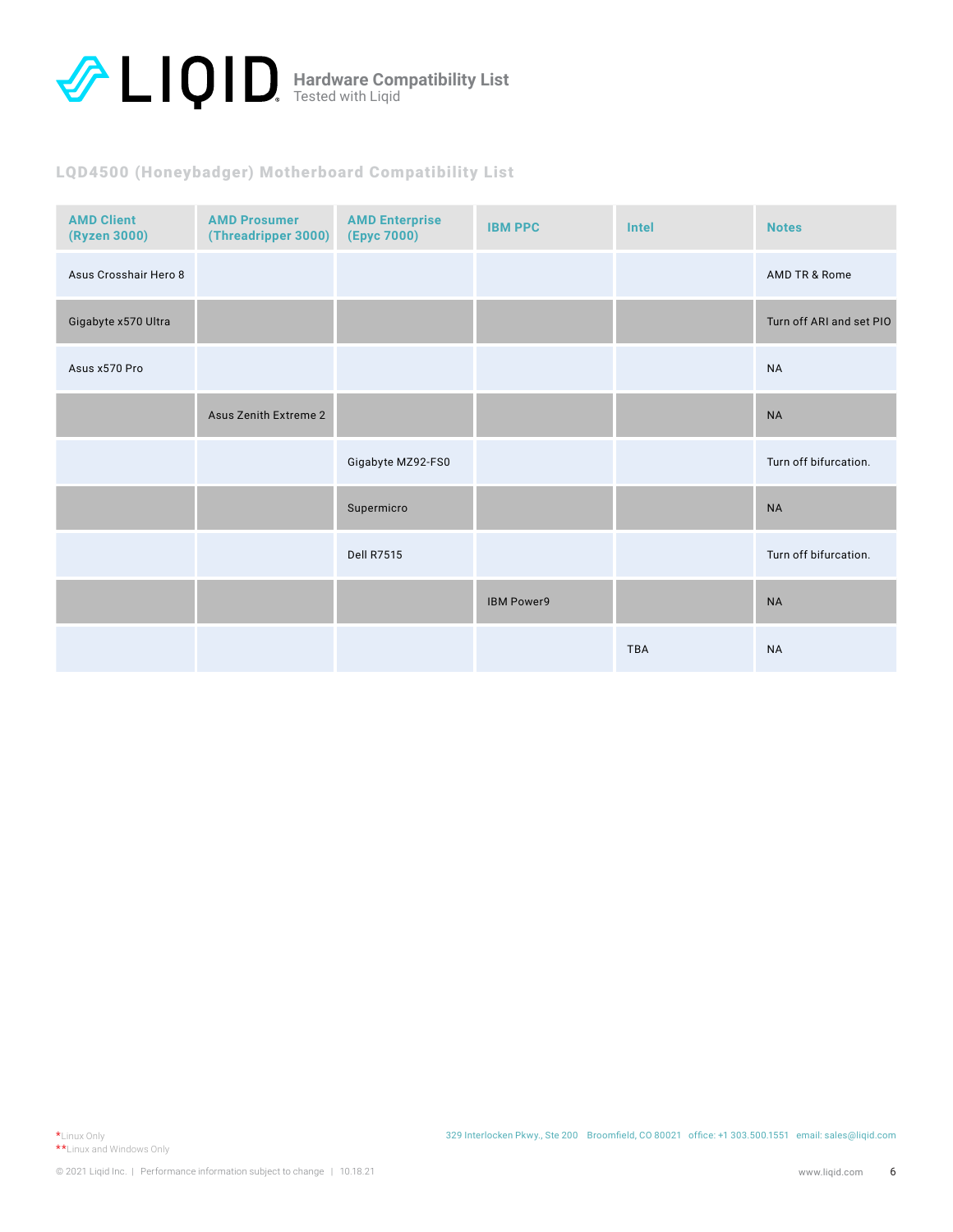## LQD4500 (Honeybadger) Motherboard Compatibility List

| AMD Client (Ryzen 3000) | AMD Prosumer (Threadripper 3000) | AMD Enterprise (Epyc 7000) | IBM PPC | Intel | Notes |
|---|---|---|---|---|---|
| Asus Crosshair Hero 8 | | | | | AMD TR & Rome |
| Gigabyte x570 Ultra | | | | | Turn off ARI and set PIO |
| Asus x570 Pro | | | | | NA |
| | Asus Zenith Extreme 2 | | | | NA |
| | | Gigabyte MZ92-FS0 | | | Turn off bifurcation. |
| | | Supermicro | | | NA |
| | | Dell R7515 | | | Turn off bifurcation. |
| | | | IBM Power9 | | NA |
| | | | | TBA | NA |

*Linux Only
**Linux and Windows Only

329 Interlocken Pkwy., Ste 200 Broomfield, CO 80021 office: +1 303.500.1551 email: sales@liqid.com

© 2021 Liqid Inc. | Performance information subject to change | 10.18.21

www.liqid.com